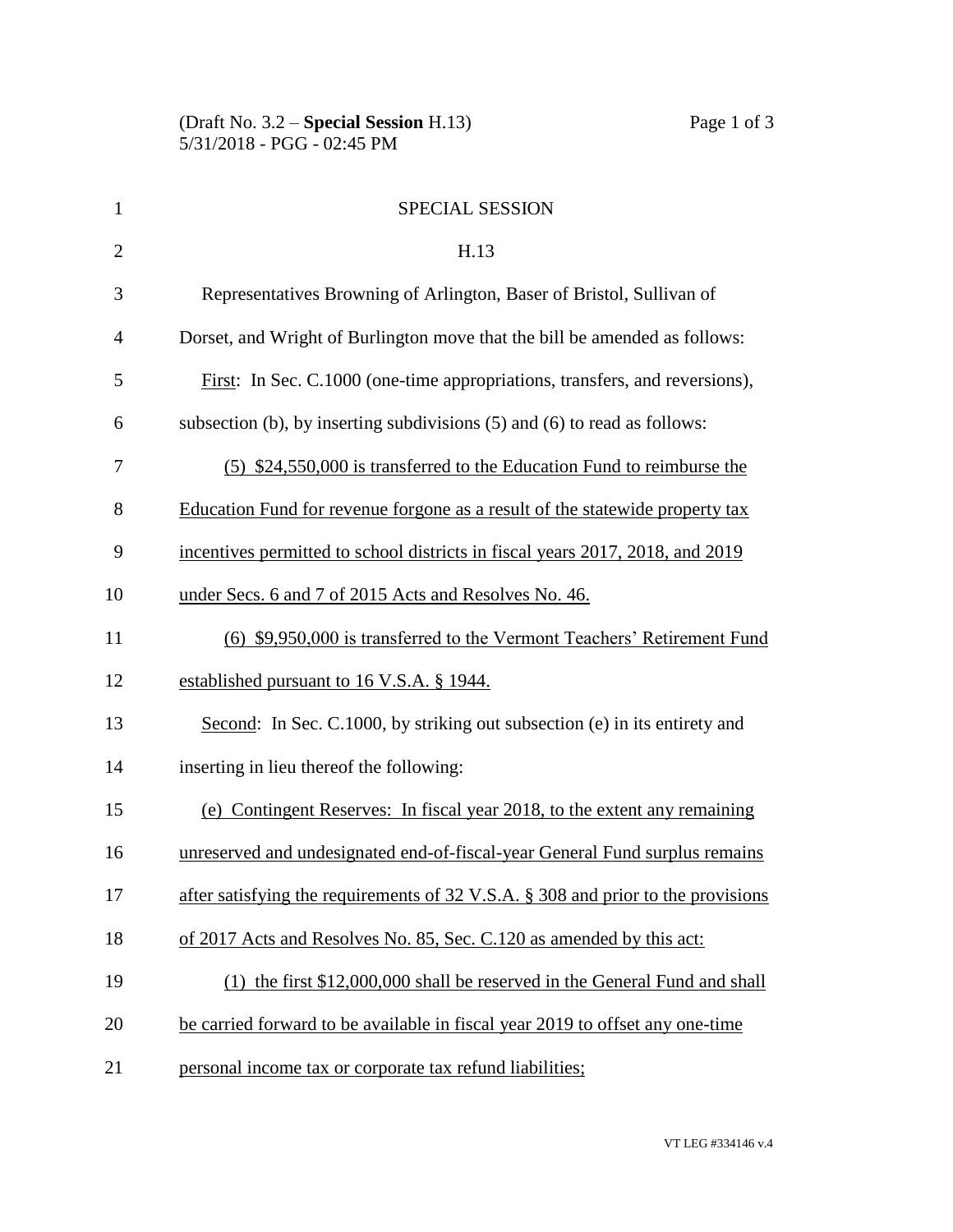SPECIAL SESSION

H.13

Representatives Browning of Arlington, Baser of Bristol, Sullivan of Dorset, and Wright of Burlington move that the bill be amended as follows:

First: In Sec. C.1000 (one-time appropriations, transfers, and reversions), subsection (b), by inserting subdivisions (5) and (6) to read as follows:

(5) $24,550,000 is transferred to the Education Fund to reimburse the Education Fund for revenue forgone as a result of the statewide property tax incentives permitted to school districts in fiscal years 2017, 2018, and 2019 under Secs. 6 and 7 of 2015 Acts and Resolves No. 46.

(6) $9,950,000 is transferred to the Vermont Teachers' Retirement Fund established pursuant to 16 V.S.A. § 1944.

Second: In Sec. C.1000, by striking out subsection (e) in its entirety and inserting in lieu thereof the following:

(e) Contingent Reserves: In fiscal year 2018, to the extent any remaining unreserved and undesignated end-of-fiscal-year General Fund surplus remains after satisfying the requirements of 32 V.S.A. § 308 and prior to the provisions of 2017 Acts and Resolves No. 85, Sec. C.120 as amended by this act:

(1) the first $12,000,000 shall be reserved in the General Fund and shall be carried forward to be available in fiscal year 2019 to offset any one-time personal income tax or corporate tax refund liabilities;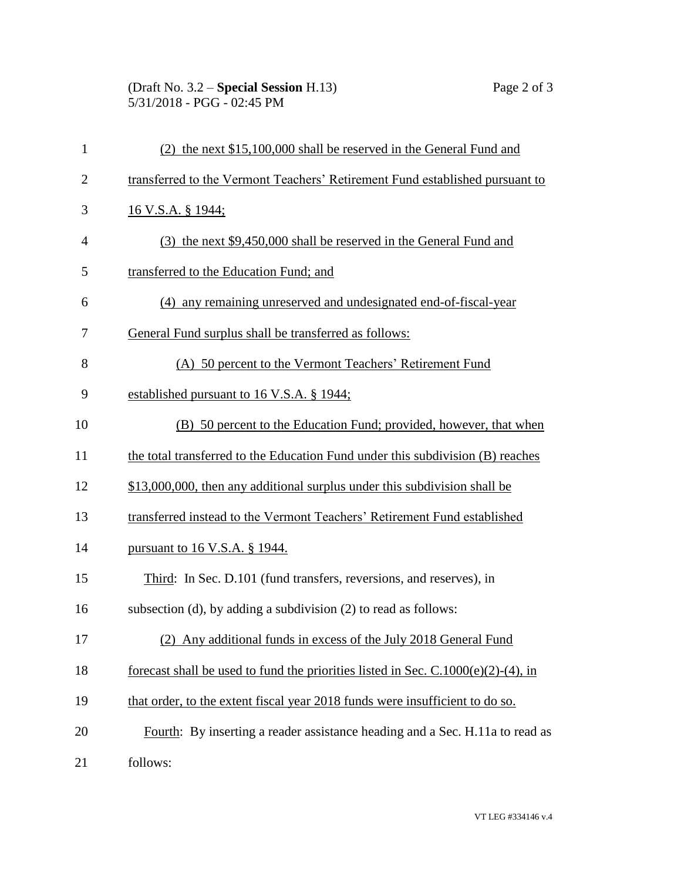(2) the next $15,100,000 shall be reserved in the General Fund and transferred to the Vermont Teachers' Retirement Fund established pursuant to 16 V.S.A. § 1944;

(3) the next $9,450,000 shall be reserved in the General Fund and transferred to the Education Fund; and

(4) any remaining unreserved and undesignated end-of-fiscal-year General Fund surplus shall be transferred as follows:

(A) 50 percent to the Vermont Teachers' Retirement Fund established pursuant to 16 V.S.A. § 1944;

(B) 50 percent to the Education Fund; provided, however, that when the total transferred to the Education Fund under this subdivision (B) reaches $13,000,000, then any additional surplus under this subdivision shall be transferred instead to the Vermont Teachers' Retirement Fund established pursuant to 16 V.S.A. § 1944.

Third: In Sec. D.101 (fund transfers, reversions, and reserves), in subsection (d), by adding a subdivision (2) to read as follows:

(2) Any additional funds in excess of the July 2018 General Fund forecast shall be used to fund the priorities listed in Sec. C.1000(e)(2)-(4), in that order, to the extent fiscal year 2018 funds were insufficient to do so.

Fourth: By inserting a reader assistance heading and a Sec. H.11a to read as follows: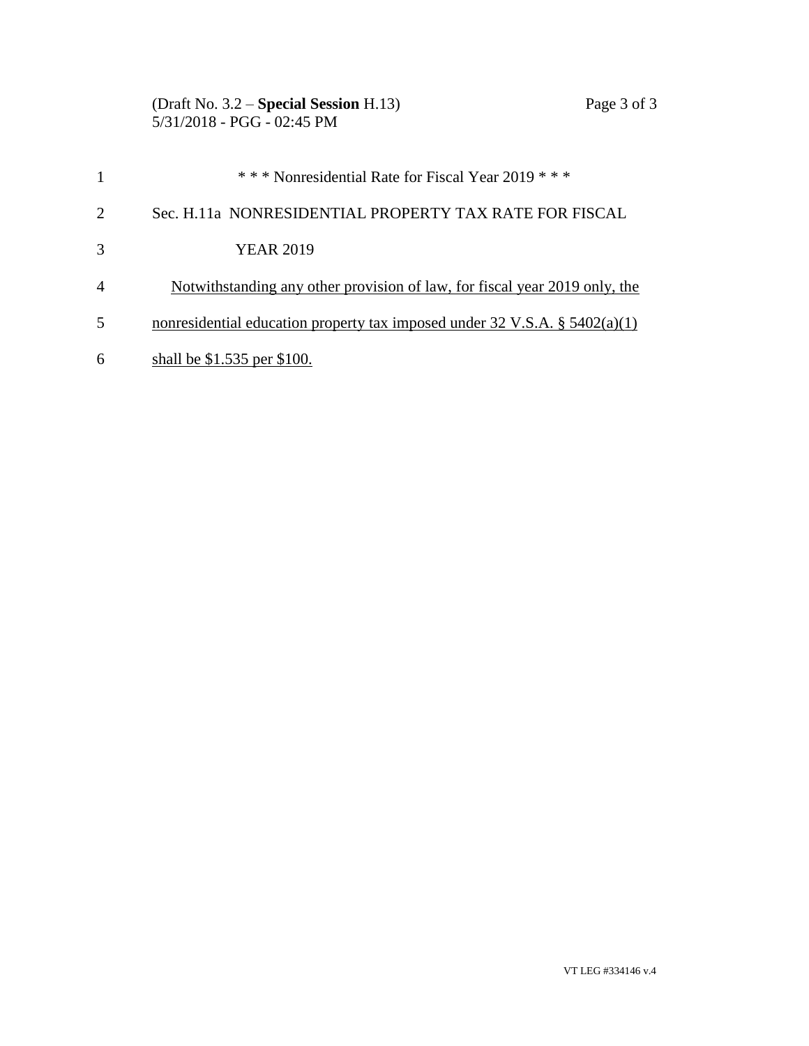\* \* \* Nonresidential Rate for Fiscal Year 2019 \* \* \*

Sec. H.11a NONRESIDENTIAL PROPERTY TAX RATE FOR FISCAL YEAR 2019

<u>Notwithstanding any other provision of law, for fiscal year 2019 only, the nonresidential education property tax imposed under 32 V.S.A. § 5402(a)(1) shall be $1.535 per $100.</u>